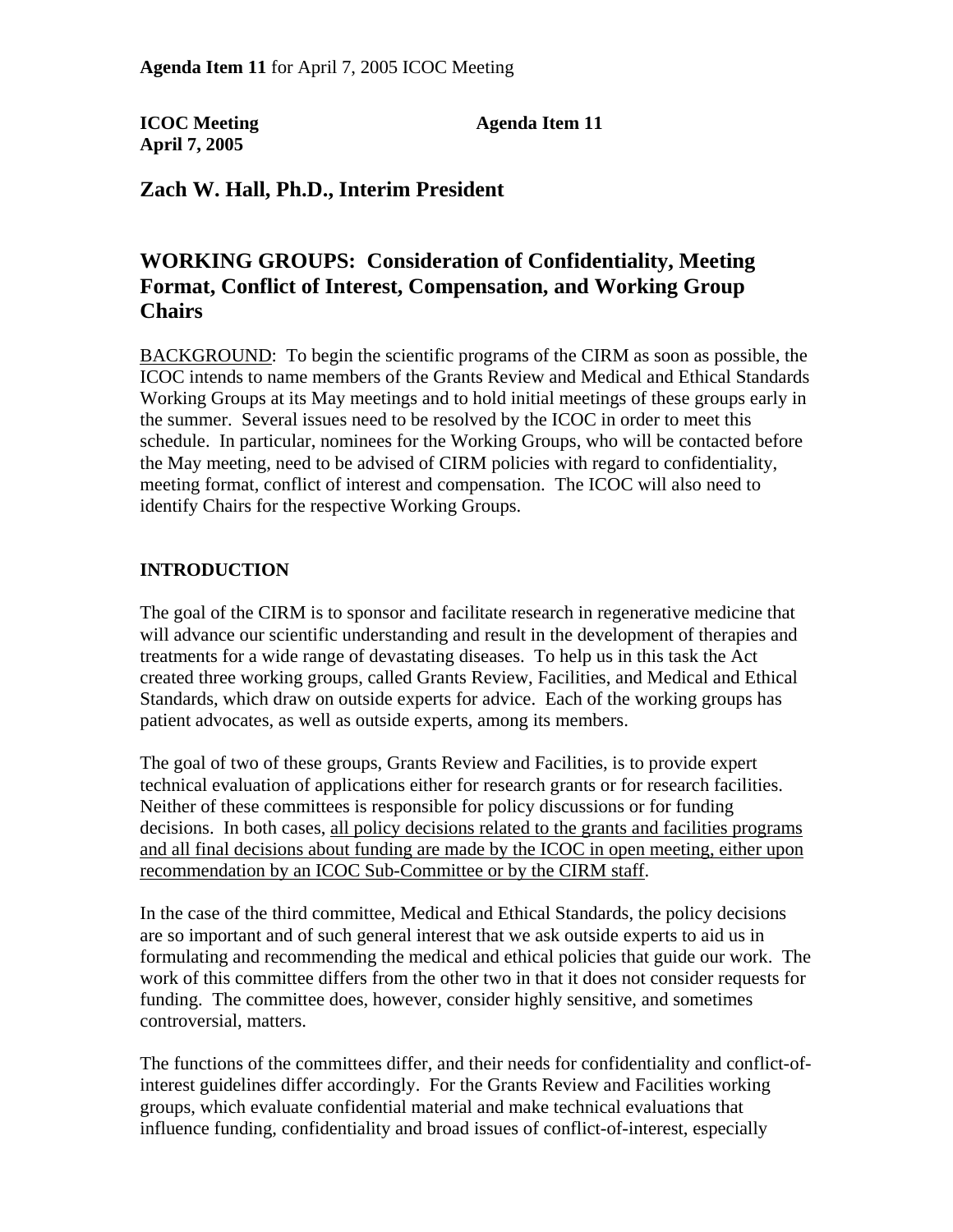**Agenda Item 11** for April 7, 2005 ICOC Meeting

**ICOC Meeting**
**April 7, 2005**

**Agenda Item 11**

## Zach W. Hall, Ph.D., Interim President

## WORKING GROUPS: Consideration of Confidentiality, Meeting Format, Conflict of Interest, Compensation, and Working Group Chairs

BACKGROUND: To begin the scientific programs of the CIRM as soon as possible, the ICOC intends to name members of the Grants Review and Medical and Ethical Standards Working Groups at its May meetings and to hold initial meetings of these groups early in the summer. Several issues need to be resolved by the ICOC in order to meet this schedule. In particular, nominees for the Working Groups, who will be contacted before the May meeting, need to be advised of CIRM policies with regard to confidentiality, meeting format, conflict of interest and compensation. The ICOC will also need to identify Chairs for the respective Working Groups.

### INTRODUCTION

The goal of the CIRM is to sponsor and facilitate research in regenerative medicine that will advance our scientific understanding and result in the development of therapies and treatments for a wide range of devastating diseases. To help us in this task the Act created three working groups, called Grants Review, Facilities, and Medical and Ethical Standards, which draw on outside experts for advice. Each of the working groups has patient advocates, as well as outside experts, among its members.

The goal of two of these groups, Grants Review and Facilities, is to provide expert technical evaluation of applications either for research grants or for research facilities. Neither of these committees is responsible for policy discussions or for funding decisions. In both cases, all policy decisions related to the grants and facilities programs and all final decisions about funding are made by the ICOC in open meeting, either upon recommendation by an ICOC Sub-Committee or by the CIRM staff.

In the case of the third committee, Medical and Ethical Standards, the policy decisions are so important and of such general interest that we ask outside experts to aid us in formulating and recommending the medical and ethical policies that guide our work. The work of this committee differs from the other two in that it does not consider requests for funding. The committee does, however, consider highly sensitive, and sometimes controversial, matters.

The functions of the committees differ, and their needs for confidentiality and conflict-of-interest guidelines differ accordingly. For the Grants Review and Facilities working groups, which evaluate confidential material and make technical evaluations that influence funding, confidentiality and broad issues of conflict-of-interest, especially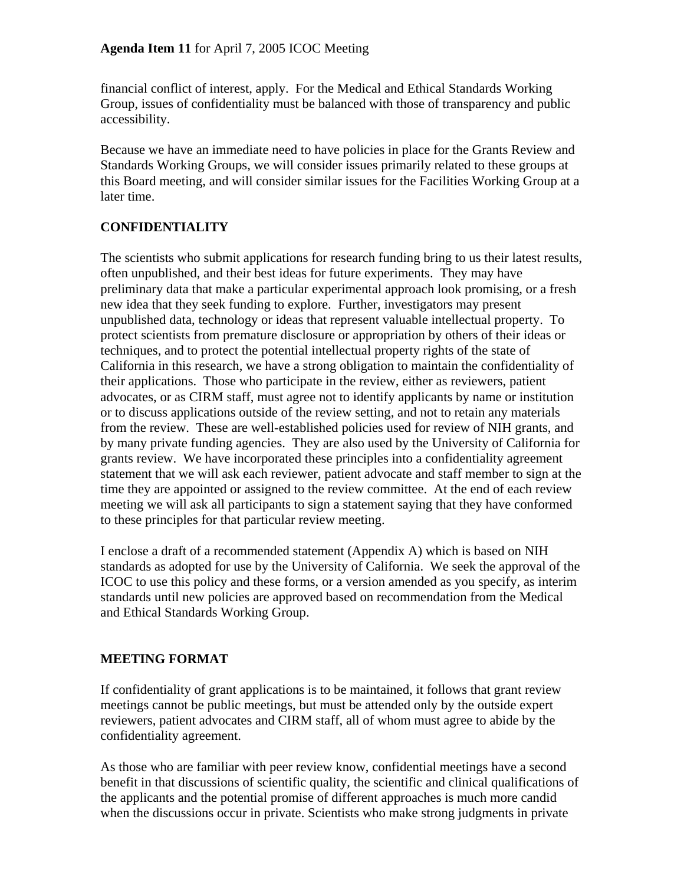financial conflict of interest, apply. For the Medical and Ethical Standards Working Group, issues of confidentiality must be balanced with those of transparency and public accessibility.

Because we have an immediate need to have policies in place for the Grants Review and Standards Working Groups, we will consider issues primarily related to these groups at this Board meeting, and will consider similar issues for the Facilities Working Group at a later time.

## CONFIDENTIALITY

The scientists who submit applications for research funding bring to us their latest results, often unpublished, and their best ideas for future experiments. They may have preliminary data that make a particular experimental approach look promising, or a fresh new idea that they seek funding to explore. Further, investigators may present unpublished data, technology or ideas that represent valuable intellectual property. To protect scientists from premature disclosure or appropriation by others of their ideas or techniques, and to protect the potential intellectual property rights of the state of California in this research, we have a strong obligation to maintain the confidentiality of their applications. Those who participate in the review, either as reviewers, patient advocates, or as CIRM staff, must agree not to identify applicants by name or institution or to discuss applications outside of the review setting, and not to retain any materials from the review. These are well-established policies used for review of NIH grants, and by many private funding agencies. They are also used by the University of California for grants review. We have incorporated these principles into a confidentiality agreement statement that we will ask each reviewer, patient advocate and staff member to sign at the time they are appointed or assigned to the review committee. At the end of each review meeting we will ask all participants to sign a statement saying that they have conformed to these principles for that particular review meeting.

I enclose a draft of a recommended statement (Appendix A) which is based on NIH standards as adopted for use by the University of California. We seek the approval of the ICOC to use this policy and these forms, or a version amended as you specify, as interim standards until new policies are approved based on recommendation from the Medical and Ethical Standards Working Group.

## MEETING FORMAT

If confidentiality of grant applications is to be maintained, it follows that grant review meetings cannot be public meetings, but must be attended only by the outside expert reviewers, patient advocates and CIRM staff, all of whom must agree to abide by the confidentiality agreement.

As those who are familiar with peer review know, confidential meetings have a second benefit in that discussions of scientific quality, the scientific and clinical qualifications of the applicants and the potential promise of different approaches is much more candid when the discussions occur in private. Scientists who make strong judgments in private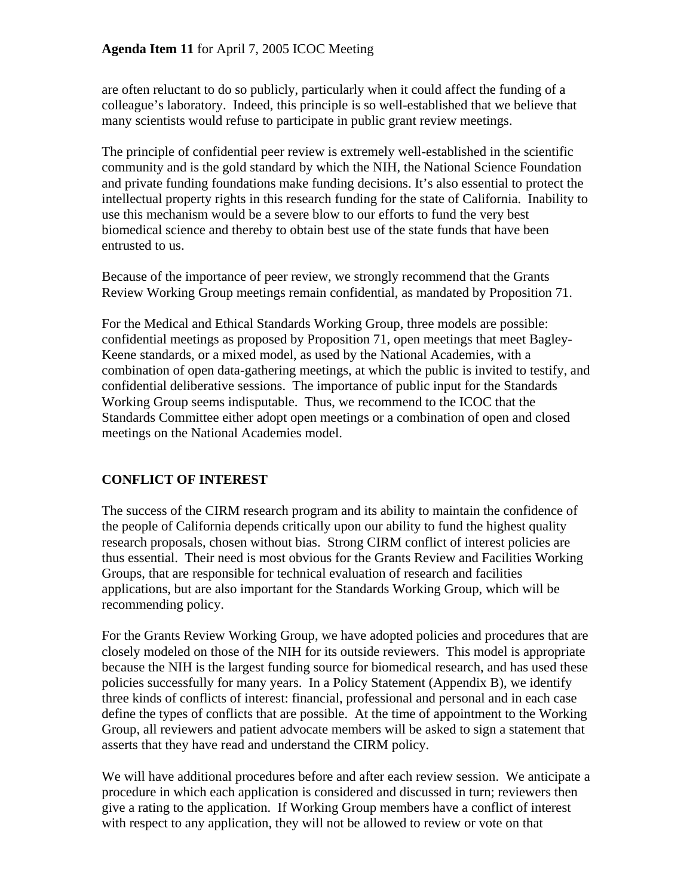are often reluctant to do so publicly, particularly when it could affect the funding of a colleague's laboratory. Indeed, this principle is so well-established that we believe that many scientists would refuse to participate in public grant review meetings.

The principle of confidential peer review is extremely well-established in the scientific community and is the gold standard by which the NIH, the National Science Foundation and private funding foundations make funding decisions. It's also essential to protect the intellectual property rights in this research funding for the state of California. Inability to use this mechanism would be a severe blow to our efforts to fund the very best biomedical science and thereby to obtain best use of the state funds that have been entrusted to us.

Because of the importance of peer review, we strongly recommend that the Grants Review Working Group meetings remain confidential, as mandated by Proposition 71.

For the Medical and Ethical Standards Working Group, three models are possible: confidential meetings as proposed by Proposition 71, open meetings that meet Bagley-Keene standards, or a mixed model, as used by the National Academies, with a combination of open data-gathering meetings, at which the public is invited to testify, and confidential deliberative sessions. The importance of public input for the Standards Working Group seems indisputable. Thus, we recommend to the ICOC that the Standards Committee either adopt open meetings or a combination of open and closed meetings on the National Academies model.

## CONFLICT OF INTEREST

The success of the CIRM research program and its ability to maintain the confidence of the people of California depends critically upon our ability to fund the highest quality research proposals, chosen without bias. Strong CIRM conflict of interest policies are thus essential. Their need is most obvious for the Grants Review and Facilities Working Groups, that are responsible for technical evaluation of research and facilities applications, but are also important for the Standards Working Group, which will be recommending policy.

For the Grants Review Working Group, we have adopted policies and procedures that are closely modeled on those of the NIH for its outside reviewers. This model is appropriate because the NIH is the largest funding source for biomedical research, and has used these policies successfully for many years. In a Policy Statement (Appendix B), we identify three kinds of conflicts of interest: financial, professional and personal and in each case define the types of conflicts that are possible. At the time of appointment to the Working Group, all reviewers and patient advocate members will be asked to sign a statement that asserts that they have read and understand the CIRM policy.

We will have additional procedures before and after each review session. We anticipate a procedure in which each application is considered and discussed in turn; reviewers then give a rating to the application. If Working Group members have a conflict of interest with respect to any application, they will not be allowed to review or vote on that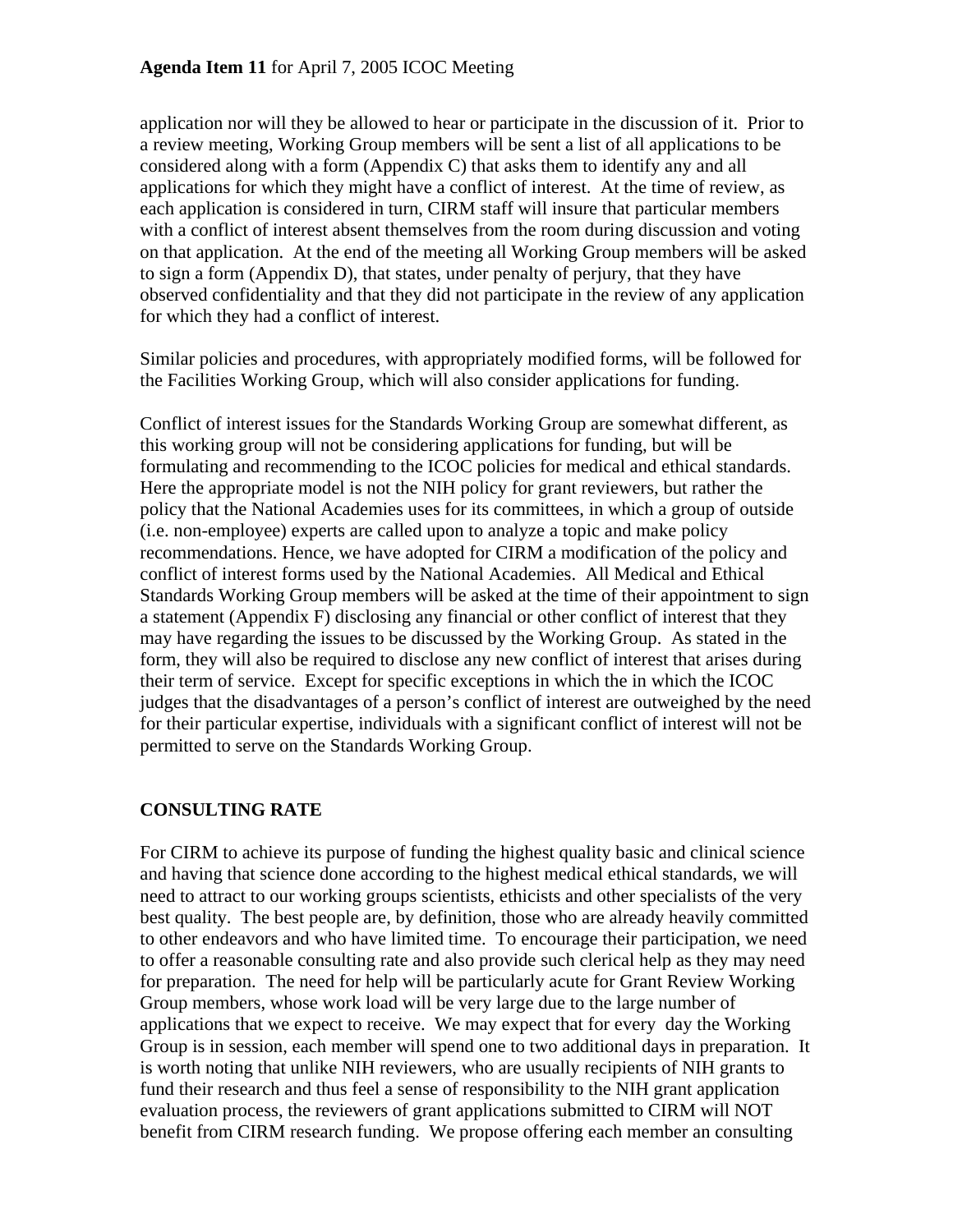application nor will they be allowed to hear or participate in the discussion of it. Prior to a review meeting, Working Group members will be sent a list of all applications to be considered along with a form (Appendix C) that asks them to identify any and all applications for which they might have a conflict of interest. At the time of review, as each application is considered in turn, CIRM staff will insure that particular members with a conflict of interest absent themselves from the room during discussion and voting on that application. At the end of the meeting all Working Group members will be asked to sign a form (Appendix D), that states, under penalty of perjury, that they have observed confidentiality and that they did not participate in the review of any application for which they had a conflict of interest.

Similar policies and procedures, with appropriately modified forms, will be followed for the Facilities Working Group, which will also consider applications for funding.

Conflict of interest issues for the Standards Working Group are somewhat different, as this working group will not be considering applications for funding, but will be formulating and recommending to the ICOC policies for medical and ethical standards. Here the appropriate model is not the NIH policy for grant reviewers, but rather the policy that the National Academies uses for its committees, in which a group of outside (i.e. non-employee) experts are called upon to analyze a topic and make policy recommendations. Hence, we have adopted for CIRM a modification of the policy and conflict of interest forms used by the National Academies. All Medical and Ethical Standards Working Group members will be asked at the time of their appointment to sign a statement (Appendix F) disclosing any financial or other conflict of interest that they may have regarding the issues to be discussed by the Working Group. As stated in the form, they will also be required to disclose any new conflict of interest that arises during their term of service. Except for specific exceptions in which the in which the ICOC judges that the disadvantages of a person's conflict of interest are outweighed by the need for their particular expertise, individuals with a significant conflict of interest will not be permitted to serve on the Standards Working Group.

## CONSULTING RATE

For CIRM to achieve its purpose of funding the highest quality basic and clinical science and having that science done according to the highest medical ethical standards, we will need to attract to our working groups scientists, ethicists and other specialists of the very best quality. The best people are, by definition, those who are already heavily committed to other endeavors and who have limited time. To encourage their participation, we need to offer a reasonable consulting rate and also provide such clerical help as they may need for preparation. The need for help will be particularly acute for Grant Review Working Group members, whose work load will be very large due to the large number of applications that we expect to receive. We may expect that for every day the Working Group is in session, each member will spend one to two additional days in preparation. It is worth noting that unlike NIH reviewers, who are usually recipients of NIH grants to fund their research and thus feel a sense of responsibility to the NIH grant application evaluation process, the reviewers of grant applications submitted to CIRM will NOT benefit from CIRM research funding. We propose offering each member an consulting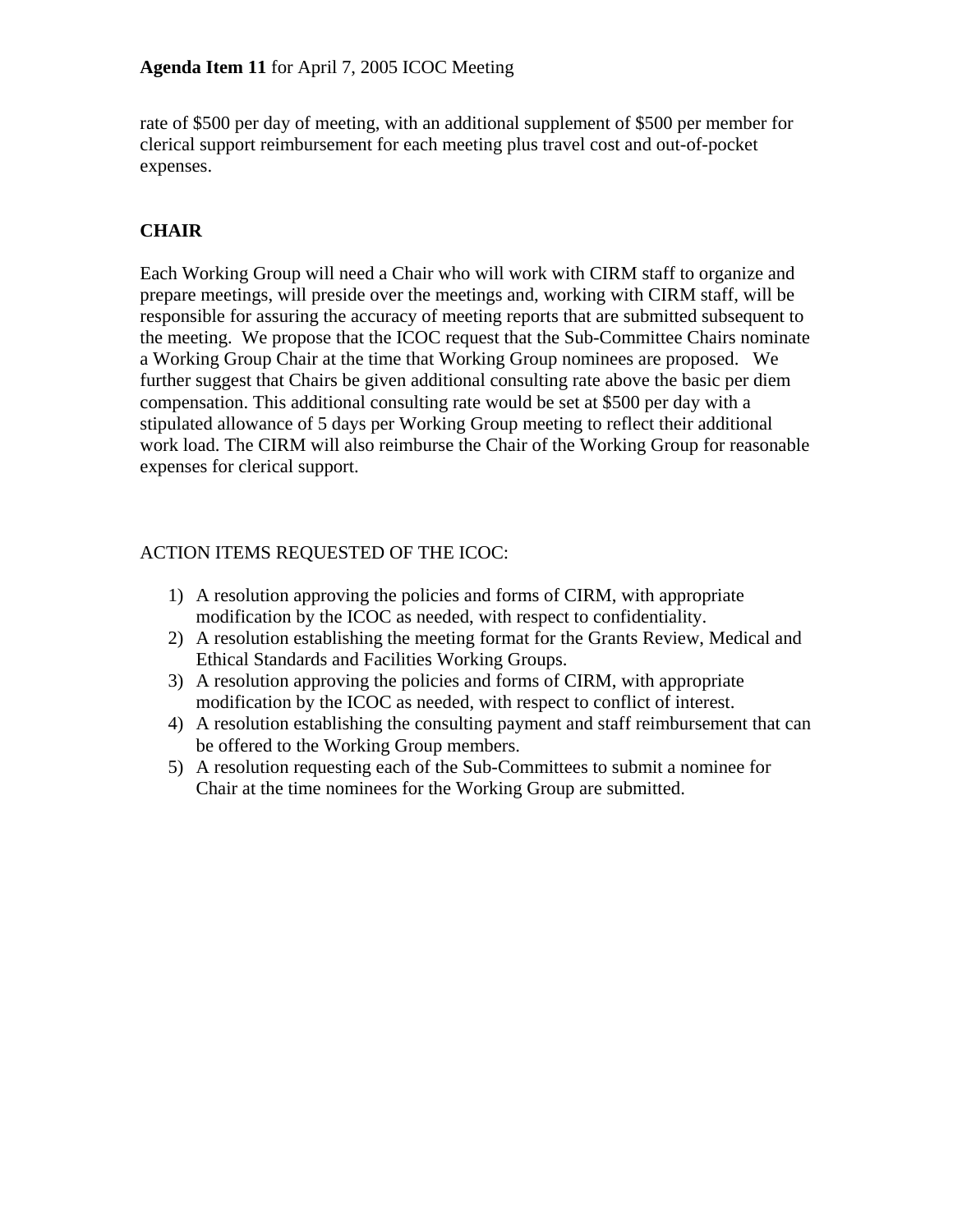rate of $500 per day of meeting, with an additional supplement of $500 per member for clerical support reimbursement for each meeting plus travel cost and out-of-pocket expenses.

## CHAIR

Each Working Group will need a Chair who will work with CIRM staff to organize and prepare meetings, will preside over the meetings and, working with CIRM staff, will be responsible for assuring the accuracy of meeting reports that are submitted subsequent to the meeting. We propose that the ICOC request that the Sub-Committee Chairs nominate a Working Group Chair at the time that Working Group nominees are proposed. We further suggest that Chairs be given additional consulting rate above the basic per diem compensation. This additional consulting rate would be set at $500 per day with a stipulated allowance of 5 days per Working Group meeting to reflect their additional work load. The CIRM will also reimburse the Chair of the Working Group for reasonable expenses for clerical support.

ACTION ITEMS REQUESTED OF THE ICOC:

1) A resolution approving the policies and forms of CIRM, with appropriate modification by the ICOC as needed, with respect to confidentiality.
2) A resolution establishing the meeting format for the Grants Review, Medical and Ethical Standards and Facilities Working Groups.
3) A resolution approving the policies and forms of CIRM, with appropriate modification by the ICOC as needed, with respect to conflict of interest.
4) A resolution establishing the consulting payment and staff reimbursement that can be offered to the Working Group members.
5) A resolution requesting each of the Sub-Committees to submit a nominee for Chair at the time nominees for the Working Group are submitted.